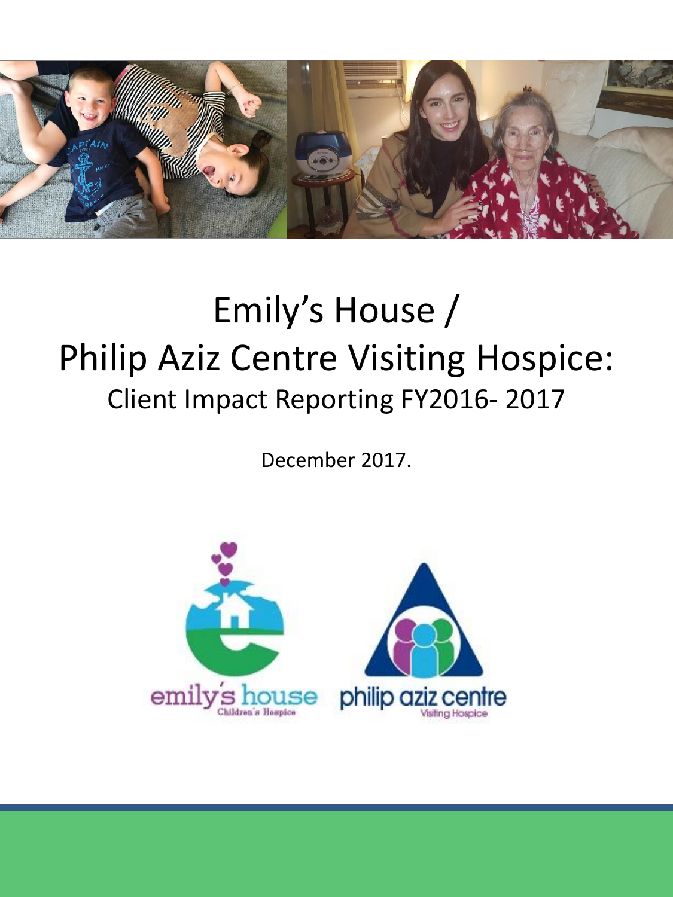# Emily's House / Philip Aziz Centre Visiting Hospice:

## Client Impact Reporting FY2016- 2017

December 2017.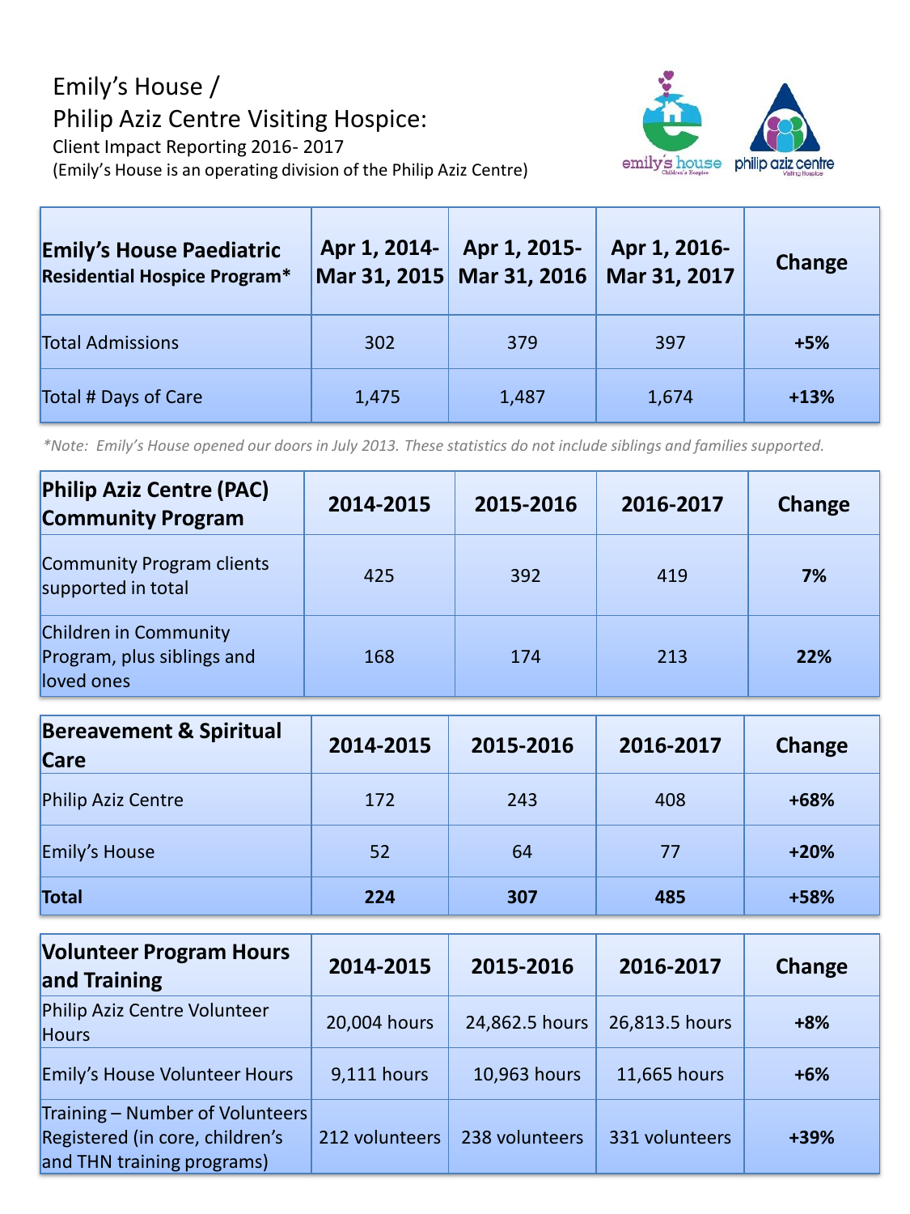# Emily's House / Philip Aziz Centre Visiting Hospice:

Client Impact Reporting 2016- 2017

(Emily's House is an operating division of the Philip Aziz Centre)

| Emily's House Paediatric Residential Hospice Program* | Apr 1, 2014- Mar 31, 2015 | Apr 1, 2015- Mar 31, 2016 | Apr 1, 2016- Mar 31, 2017 | Change |
|---|---|---|---|---|
| Total Admissions | 302 | 379 | 397 | **+5%** |
| Total # Days of Care | 1,475 | 1,487 | 1,674 | **+13%** |

*\*Note: Emily's House opened our doors in July 2013. These statistics do not include siblings and families supported.*

| Philip Aziz Centre (PAC) Community Program | 2014-2015 | 2015-2016 | 2016-2017 | Change |
|---|---|---|---|---|
| Community Program clients supported in total | 425 | 392 | 419 | **7%** |
| Children in Community Program, plus siblings and loved ones | 168 | 174 | 213 | **22%** |

| Bereavement & Spiritual Care | 2014-2015 | 2015-2016 | 2016-2017 | Change |
|---|---|---|---|---|
| Philip Aziz Centre | 172 | 243 | 408 | **+68%** |
| Emily's House | 52 | 64 | 77 | **+20%** |
| **Total** | **224** | **307** | **485** | **+58%** |

| Volunteer Program Hours and Training | 2014-2015 | 2015-2016 | 2016-2017 | Change |
|---|---|---|---|---|
| Philip Aziz Centre Volunteer Hours | 20,004 hours | 24,862.5 hours | 26,813.5 hours | **+8%** |
| Emily's House Volunteer Hours | 9,111 hours | 10,963 hours | 11,665 hours | **+6%** |
| Training – Number of Volunteers Registered (in core, children's and THN training programs) | 212 volunteers | 238 volunteers | 331 volunteers | **+39%** |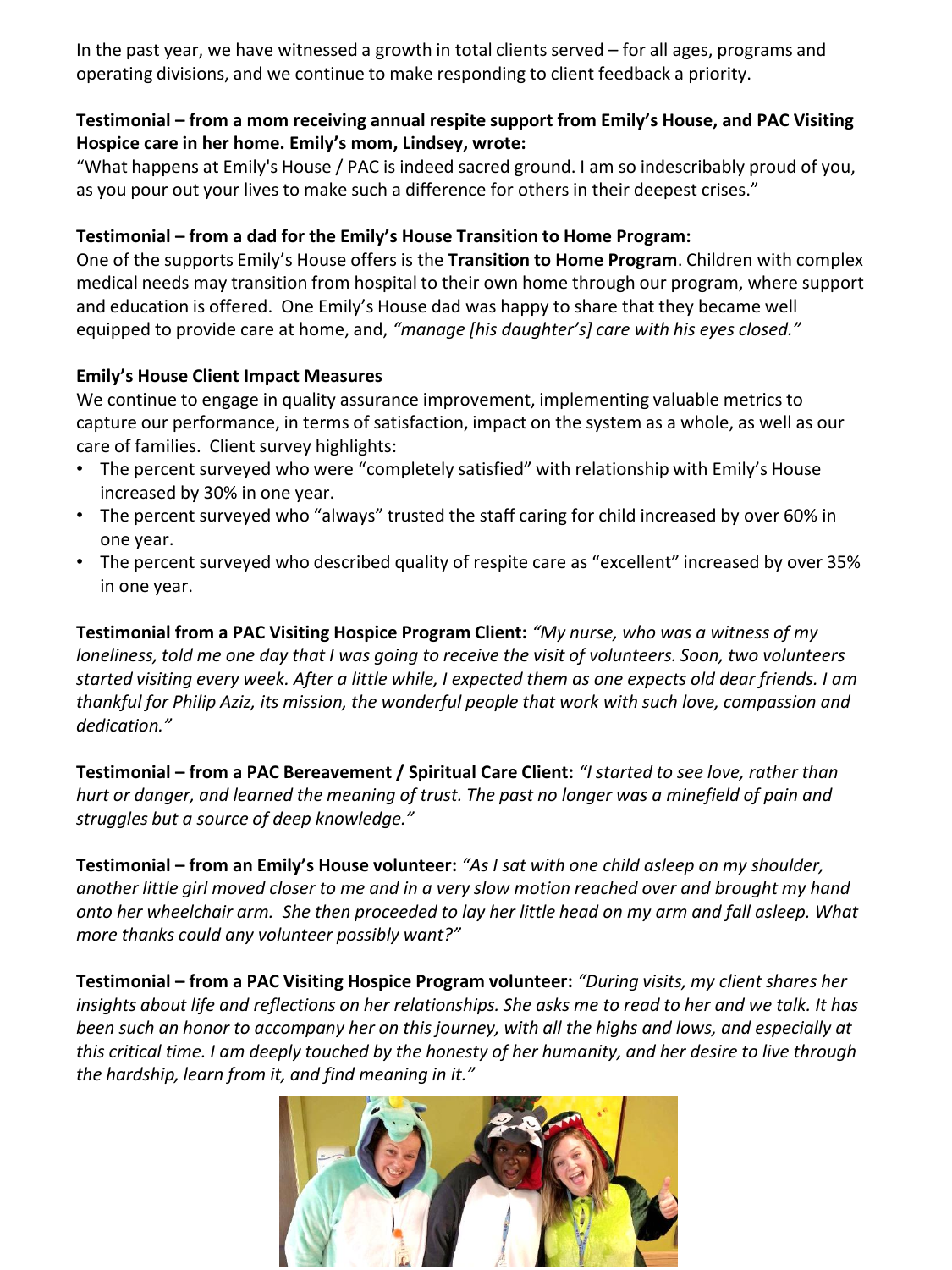In the past year, we have witnessed a growth in total clients served – for all ages, programs and operating divisions, and we continue to make responding to client feedback a priority.

**Testimonial – from a mom receiving annual respite support from Emily's House, and PAC Visiting Hospice care in her home. Emily's mom, Lindsey, wrote:**
"What happens at Emily's House / PAC is indeed sacred ground. I am so indescribably proud of you, as you pour out your lives to make such a difference for others in their deepest crises."

**Testimonial – from a dad for the Emily's House Transition to Home Program:**
One of the supports Emily's House offers is the **Transition to Home Program**. Children with complex medical needs may transition from hospital to their own home through our program, where support and education is offered. One Emily's House dad was happy to share that they became well equipped to provide care at home, and, *"manage [his daughter's] care with his eyes closed."*

**Emily's House Client Impact Measures**
We continue to engage in quality assurance improvement, implementing valuable metrics to capture our performance, in terms of satisfaction, impact on the system as a whole, as well as our care of families. Client survey highlights:

- The percent surveyed who were "completely satisfied" with relationship with Emily's House increased by 30% in one year.
- The percent surveyed who "always" trusted the staff caring for child increased by over 60% in one year.
- The percent surveyed who described quality of respite care as "excellent" increased by over 35% in one year.

**Testimonial from a PAC Visiting Hospice Program Client:** *"My nurse, who was a witness of my loneliness, told me one day that I was going to receive the visit of volunteers. Soon, two volunteers started visiting every week. After a little while, I expected them as one expects old dear friends. I am thankful for Philip Aziz, its mission, the wonderful people that work with such love, compassion and dedication."*

**Testimonial – from a PAC Bereavement / Spiritual Care Client:** *"I started to see love, rather than hurt or danger, and learned the meaning of trust. The past no longer was a minefield of pain and struggles but a source of deep knowledge."*

**Testimonial – from an Emily's House volunteer:** *"As I sat with one child asleep on my shoulder, another little girl moved closer to me and in a very slow motion reached over and brought my hand onto her wheelchair arm. She then proceeded to lay her little head on my arm and fall asleep. What more thanks could any volunteer possibly want?"*

**Testimonial – from a PAC Visiting Hospice Program volunteer:** *"During visits, my client shares her insights about life and reflections on her relationships. She asks me to read to her and we talk. It has been such an honor to accompany her on this journey, with all the highs and lows, and especially at this critical time. I am deeply touched by the honesty of her humanity, and her desire to live through the hardship, learn from it, and find meaning in it."*